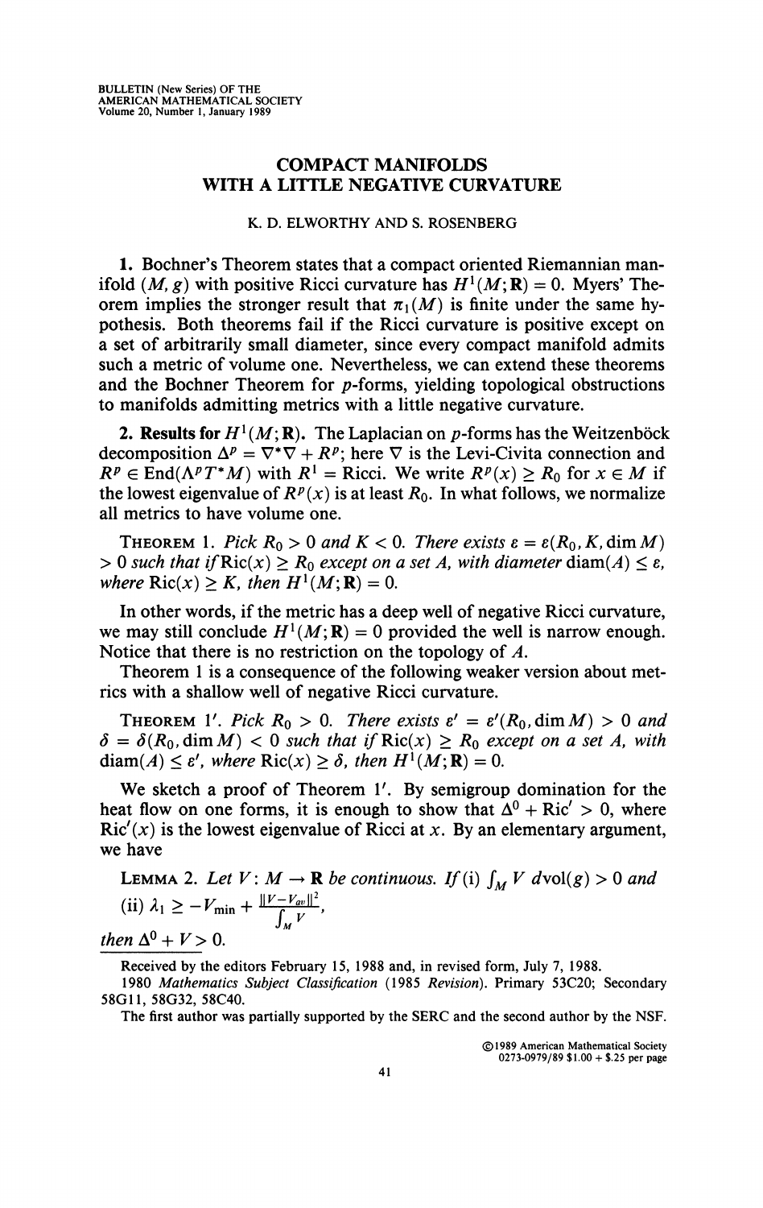# COMPACT MANIFOLDS WITH A LITTLE NEGATIVE CURVATURE

K. D. ELWORTHY AND S. ROSENBERG

**1.** Bochner's Theorem states that a compact oriented Riemannian manifold $(M, g)$ with positive Ricci curvature has $H^1(M; \mathbf{R}) = 0$. Myers' Theorem implies the stronger result that $\pi_1(M)$ is finite under the same hypothesis. Both theorems fail if the Ricci curvature is positive except on a set of arbitrarily small diameter, since every compact manifold admits such a metric of volume one. Nevertheless, we can extend these theorems and the Bochner Theorem for $p$-forms, yielding topological obstructions to manifolds admitting metrics with a little negative curvature.

**2. Results for $H^1(M; \mathbf{R})$.** The Laplacian on $p$-forms has the Weitzenböck decomposition $\Delta^p = \nabla^*\nabla + R^p$; here $\nabla$ is the Levi-Civita connection and $R^p \in \operatorname{End}(\Lambda^p T^*M)$ with $R^1 = \text{Ricci}$. We write $R^p(x) \geq R_0$ for $x \in M$ if the lowest eigenvalue of $R^p(x)$ is at least $R_0$. In what follows, we normalize all metrics to have volume one.

THEOREM 1. *Pick $R_0 > 0$ and $K < 0$. There exists $\varepsilon = \varepsilon(R_0, K, \dim M) > 0$ such that if $\operatorname{Ric}(x) \geq R_0$ except on a set $A$, with diameter $\operatorname{diam}(A) \leq \varepsilon$, where $\operatorname{Ric}(x) \geq K$, then $H^1(M; \mathbf{R}) = 0$.*

In other words, if the metric has a deep well of negative Ricci curvature, we may still conclude $H^1(M; \mathbf{R}) = 0$ provided the well is narrow enough. Notice that there is no restriction on the topology of $A$.

Theorem 1 is a consequence of the following weaker version about metrics with a shallow well of negative Ricci curvature.

THEOREM 1′. *Pick $R_0 > 0$. There exists $\varepsilon' = \varepsilon'(R_0, \dim M) > 0$ and $\delta = \delta(R_0, \dim M) < 0$ such that if $\operatorname{Ric}(x) \geq R_0$ except on a set $A$, with $\operatorname{diam}(A) \leq \varepsilon'$, where $\operatorname{Ric}(x) \geq \delta$, then $H^1(M; \mathbf{R}) = 0$.*

We sketch a proof of Theorem 1′. By semigroup domination for the heat flow on one forms, it is enough to show that $\Delta^0 + \operatorname{Ric}' > 0$, where $\operatorname{Ric}'(x)$ is the lowest eigenvalue of Ricci at $x$. By an elementary argument, we have

LEMMA 2. *Let $V: M \to \mathbf{R}$ be continuous. If* (i) $\int_M V \, d\mathrm{vol}(g) > 0$ *and* (ii) $\lambda_1 \geq -V_{\min} + \dfrac{\|V - V_{av}\|^2}{\int_M V}$,

*then $\Delta^0 + V > 0$.*

---

Received by the editors February 15, 1988 and, in revised form, July 7, 1988.

1980 *Mathematics Subject Classification* (1985 *Revision*). Primary 53C20; Secondary 58G11, 58G32, 58C40.

The first author was partially supported by the SERC and the second author by the NSF.

©1989 American Mathematical Society
0273-0979/89 \$1.00 + \$.25 per page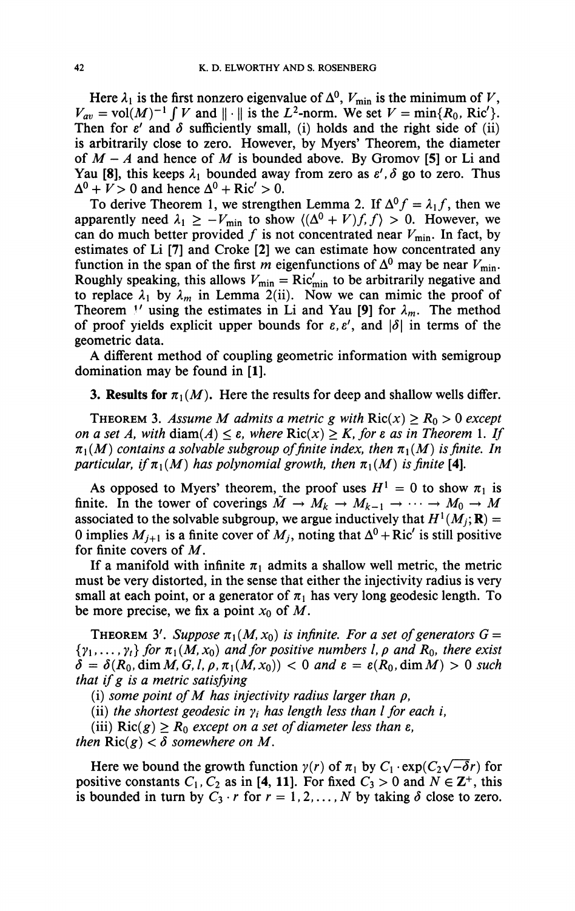Here $\lambda_1$ is the first nonzero eigenvalue of $\Delta^0$, $V_{\min}$ is the minimum of $V$, $V_{av} = \text{vol}(M)^{-1} \int V$ and $\| \cdot \|$ is the $L^2$-norm. We set $V = \min\{R_0, \text{Ric}'\}$. Then for $\varepsilon'$ and $\delta$ sufficiently small, (i) holds and the right side of (ii) is arbitrarily close to zero. However, by Myers' Theorem, the diameter of $M - A$ and hence of $M$ is bounded above. By Gromov [5] or Li and Yau [8], this keeps $\lambda_1$ bounded away from zero as $\varepsilon', \delta$ go to zero. Thus $\Delta^0 + V > 0$ and hence $\Delta^0 + \text{Ric}' > 0$.

To derive Theorem 1, we strengthen Lemma 2. If $\Delta^0 f = \lambda_1 f$, then we apparently need $\lambda_1 \geq -V_{\min}$ to show $\langle(\Delta^0 + V)f, f\rangle > 0$. However, we can do much better provided $f$ is not concentrated near $V_{\min}$. In fact, by estimates of Li [7] and Croke [2] we can estimate how concentrated any function in the span of the first $m$ eigenfunctions of $\Delta^0$ may be near $V_{\min}$. Roughly speaking, this allows $V_{\min} = \text{Ric}'_{\min}$ to be arbitrarily negative and to replace $\lambda_1$ by $\lambda_m$ in Lemma 2(ii). Now we can mimic the proof of Theorem 1' using the estimates in Li and Yau [9] for $\lambda_m$. The method of proof yields explicit upper bounds for $\varepsilon, \varepsilon'$, and $|\delta|$ in terms of the geometric data.

A different method of coupling geometric information with semigroup domination may be found in [1].

**3. Results for $\pi_1(M)$.** Here the results for deep and shallow wells differ.

THEOREM 3. *Assume $M$ admits a metric $g$ with $\text{Ric}(x) \geq R_0 > 0$ except on a set $A$, with $\text{diam}(A) \leq \varepsilon$, where $\text{Ric}(x) \geq K$, for $\varepsilon$ as in Theorem 1. If $\pi_1(M)$ contains a solvable subgroup of finite index, then $\pi_1(M)$ is finite. In particular, if $\pi_1(M)$ has polynomial growth, then $\pi_1(M)$ is finite* [4].

As opposed to Myers' theorem, the proof uses $H^1 = 0$ to show $\pi_1$ is finite. In the tower of coverings $\tilde{M} \to M_k \to M_{k-1} \to \cdots \to M_0 \to M$ associated to the solvable subgroup, we argue inductively that $H^1(M_j; \mathbf{R}) = 0$ implies $M_{j+1}$ is a finite cover of $M_j$, noting that $\Delta^0 + \text{Ric}'$ is still positive for finite covers of $M$.

If a manifold with infinite $\pi_1$ admits a shallow well metric, the metric must be very distorted, in the sense that either the injectivity radius is very small at each point, or a generator of $\pi_1$ has very long geodesic length. To be more precise, we fix a point $x_0$ of $M$.

THEOREM 3'. *Suppose $\pi_1(M, x_0)$ is infinite. For a set of generators $G = \{\gamma_1, \ldots, \gamma_t\}$ for $\pi_1(M, x_0)$ and for positive numbers $l$, $\rho$ and $R_0$, there exist $\delta = \delta(R_0, \dim M, G, l, \rho, \pi_1(M, x_0)) < 0$ and $\varepsilon = \varepsilon(R_0, \dim M) > 0$ such that if $g$ is a metric satisfying*

*(i) some point of $M$ has injectivity radius larger than $\rho$,*

*(ii) the shortest geodesic in $\gamma_i$ has length less than $l$ for each $i$,*

*(iii) $\text{Ric}(g) \geq R_0$ except on a set of diameter less than $\varepsilon$,*

*then $\text{Ric}(g) < \delta$ somewhere on $M$.*

Here we bound the growth function $\gamma(r)$ of $\pi_1$ by $C_1 \cdot \exp(C_2\sqrt{-\delta}r)$ for positive constants $C_1, C_2$ as in [4, 11]. For fixed $C_3 > 0$ and $N \in \mathbf{Z}^+$, this is bounded in turn by $C_3 \cdot r$ for $r = 1, 2, \ldots, N$ by taking $\delta$ close to zero.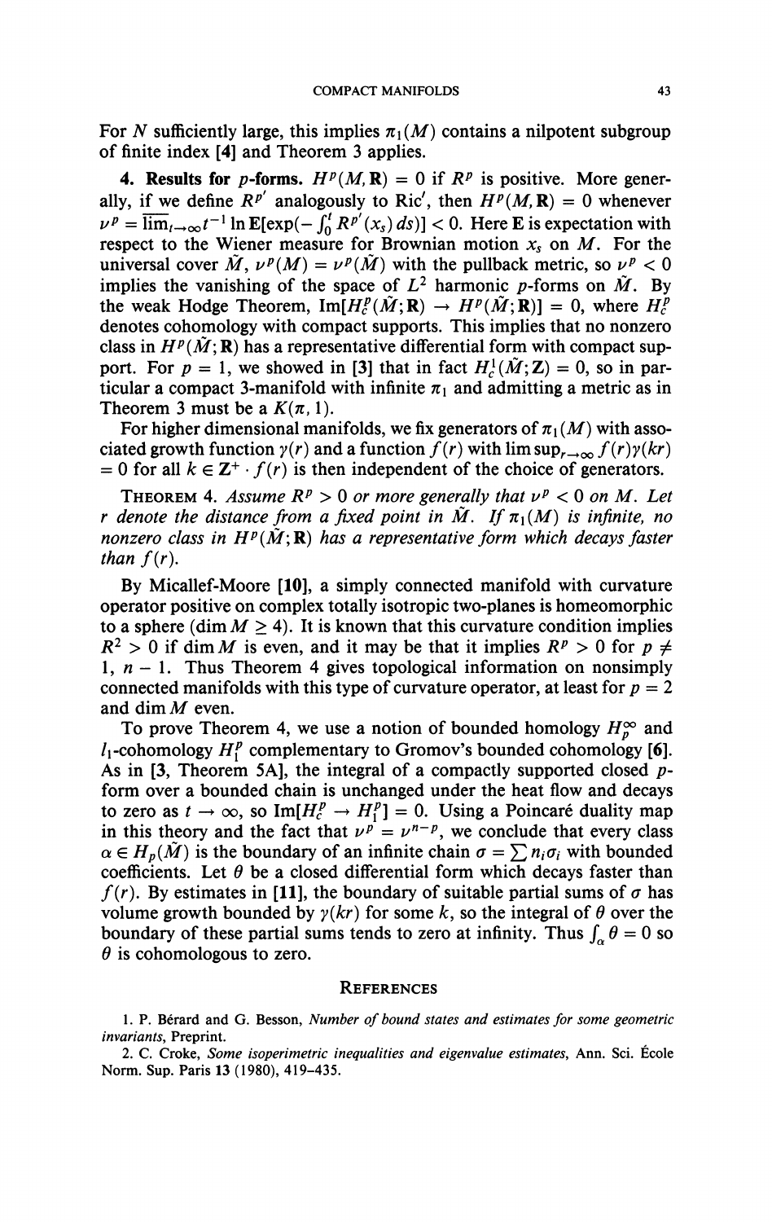For $N$ sufficiently large, this implies $\pi_1(M)$ contains a nilpotent subgroup of finite index [4] and Theorem 3 applies.

**4. Results for $p$-forms.** $H^p(M, \mathbf{R}) = 0$ if $R^p$ is positive. More generally, if we define $R^{p'}$ analogously to Ric$'$, then $H^p(M, \mathbf{R}) = 0$ whenever $\nu^p = \overline{\lim}_{t\to\infty} t^{-1} \ln \mathbf{E}[\exp(-\int_0^t R^{p'}(x_s)\, ds)] < 0$. Here $\mathbf{E}$ is expectation with respect to the Wiener measure for Brownian motion $x_s$ on $M$. For the universal cover $\tilde{M}$, $\nu^p(M) = \nu^p(\tilde{M})$ with the pullback metric, so $\nu^p < 0$ implies the vanishing of the space of $L^2$ harmonic $p$-forms on $\tilde{M}$. By the weak Hodge Theorem, $\mathrm{Im}[H_c^p(\tilde{M}; \mathbf{R}) \to H^p(\tilde{M}; \mathbf{R})] = 0$, where $H_c^p$ denotes cohomology with compact supports. This implies that no nonzero class in $H^p(\tilde{M}; \mathbf{R})$ has a representative differential form with compact support. For $p = 1$, we showed in [3] that in fact $H_c^1(\tilde{M}; \mathbf{Z}) = 0$, so in particular a compact 3-manifold with infinite $\pi_1$ and admitting a metric as in Theorem 3 must be a $K(\pi, 1)$.

For higher dimensional manifolds, we fix generators of $\pi_1(M)$ with associated growth function $\gamma(r)$ and a function $f(r)$ with $\limsup_{r\to\infty} f(r)\gamma(kr) = 0$ for all $k \in \mathbf{Z}^+ \cdot f(r)$ is then independent of the choice of generators.

THEOREM 4. *Assume $R^p > 0$ or more generally that $\nu^p < 0$ on $M$. Let $r$ denote the distance from a fixed point in $\tilde{M}$. If $\pi_1(M)$ is infinite, no nonzero class in $H^p(\tilde{M}; \mathbf{R})$ has a representative form which decays faster than $f(r)$.*

By Micallef-Moore [10], a simply connected manifold with curvature operator positive on complex totally isotropic two-planes is homeomorphic to a sphere ($\dim M \geq 4$). It is known that this curvature condition implies $R^2 > 0$ if $\dim M$ is even, and it may be that it implies $R^p > 0$ for $p \neq 1, n-1$. Thus Theorem 4 gives topological information on nonsimply connected manifolds with this type of curvature operator, at least for $p = 2$ and $\dim M$ even.

To prove Theorem 4, we use a notion of bounded homology $H_p^\infty$ and $l_1$-cohomology $H_1^p$ complementary to Gromov's bounded cohomology [6]. As in [3, Theorem 5A], the integral of a compactly supported closed $p$-form over a bounded chain is unchanged under the heat flow and decays to zero as $t \to \infty$, so $\mathrm{Im}[H_c^p \to H_1^p] = 0$. Using a Poincaré duality map in this theory and the fact that $\nu^p = \nu^{n-p}$, we conclude that every class $\alpha \in H_p(\tilde{M})$ is the boundary of an infinite chain $\sigma = \sum n_i \sigma_i$ with bounded coefficients. Let $\theta$ be a closed differential form which decays faster than $f(r)$. By estimates in [11], the boundary of suitable partial sums of $\sigma$ has volume growth bounded by $\gamma(kr)$ for some $k$, so the integral of $\theta$ over the boundary of these partial sums tends to zero at infinity. Thus $\int_\alpha \theta = 0$ so $\theta$ is cohomologous to zero.

## REFERENCES

1. P. Bérard and G. Besson, *Number of bound states and estimates for some geometric invariants*, Preprint.

2. C. Croke, *Some isoperimetric inequalities and eigenvalue estimates*, Ann. Sci. École Norm. Sup. Paris **13** (1980), 419–435.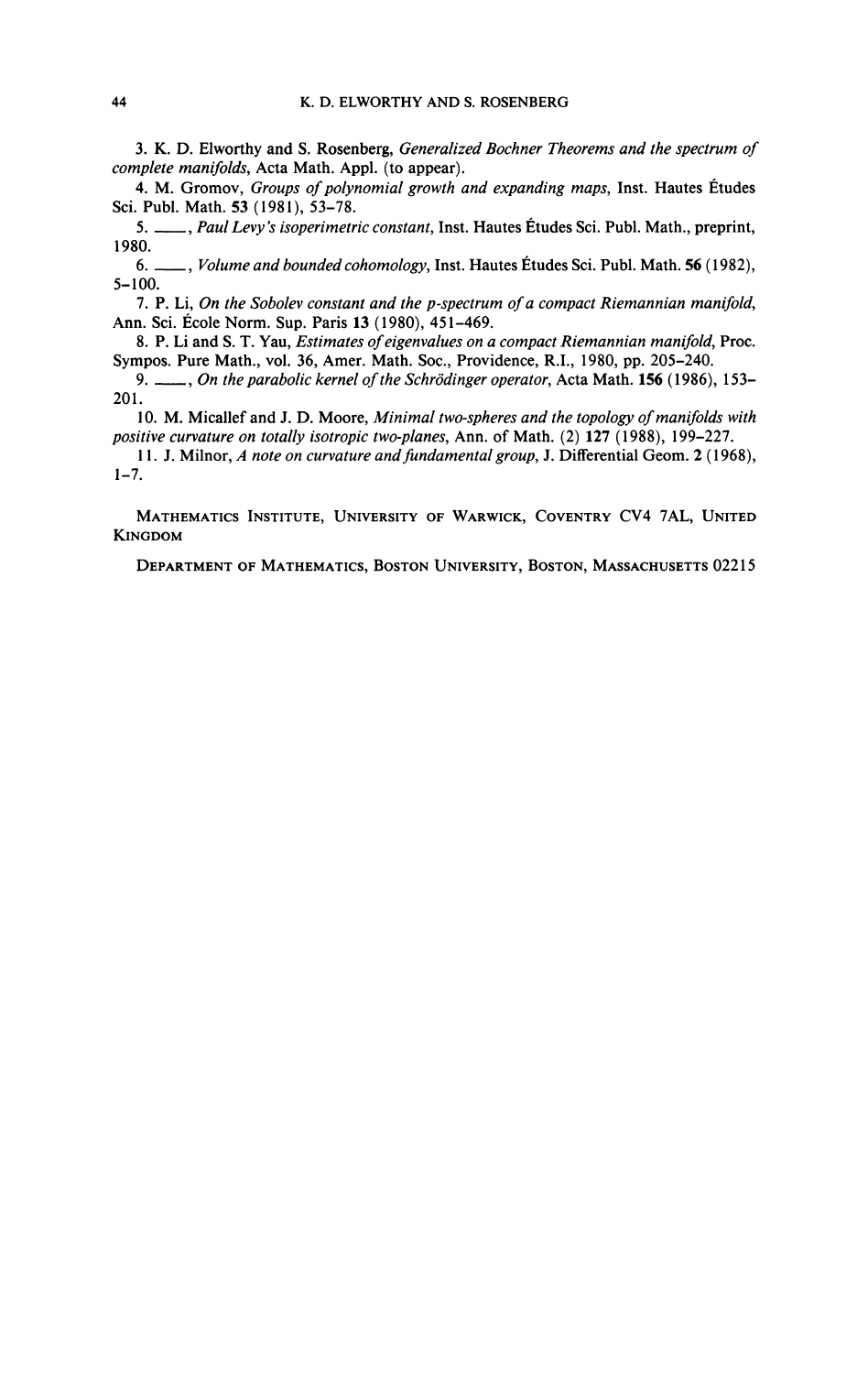3. K. D. Elworthy and S. Rosenberg, *Generalized Bochner Theorems and the spectrum of complete manifolds*, Acta Math. Appl. (to appear).

4. M. Gromov, *Groups of polynomial growth and expanding maps*, Inst. Hautes Études Sci. Publ. Math. **53** (1981), 53–78.

5. ——, *Paul Levy's isoperimetric constant*, Inst. Hautes Études Sci. Publ. Math., preprint, 1980.

6. ——, *Volume and bounded cohomology*, Inst. Hautes Études Sci. Publ. Math. **56** (1982), 5–100.

7. P. Li, *On the Sobolev constant and the p-spectrum of a compact Riemannian manifold*, Ann. Sci. École Norm. Sup. Paris **13** (1980), 451–469.

8. P. Li and S. T. Yau, *Estimates of eigenvalues on a compact Riemannian manifold*, Proc. Sympos. Pure Math., vol. 36, Amer. Math. Soc., Providence, R.I., 1980, pp. 205–240.

9. ——, *On the parabolic kernel of the Schrödinger operator*, Acta Math. **156** (1986), 153–201.

10. M. Micallef and J. D. Moore, *Minimal two-spheres and the topology of manifolds with positive curvature on totally isotropic two-planes*, Ann. of Math. (2) **127** (1988), 199–227.

11. J. Milnor, *A note on curvature and fundamental group*, J. Differential Geom. **2** (1968), 1–7.

Mathematics Institute, University of Warwick, Coventry CV4 7AL, United Kingdom

Department of Mathematics, Boston University, Boston, Massachusetts 02215